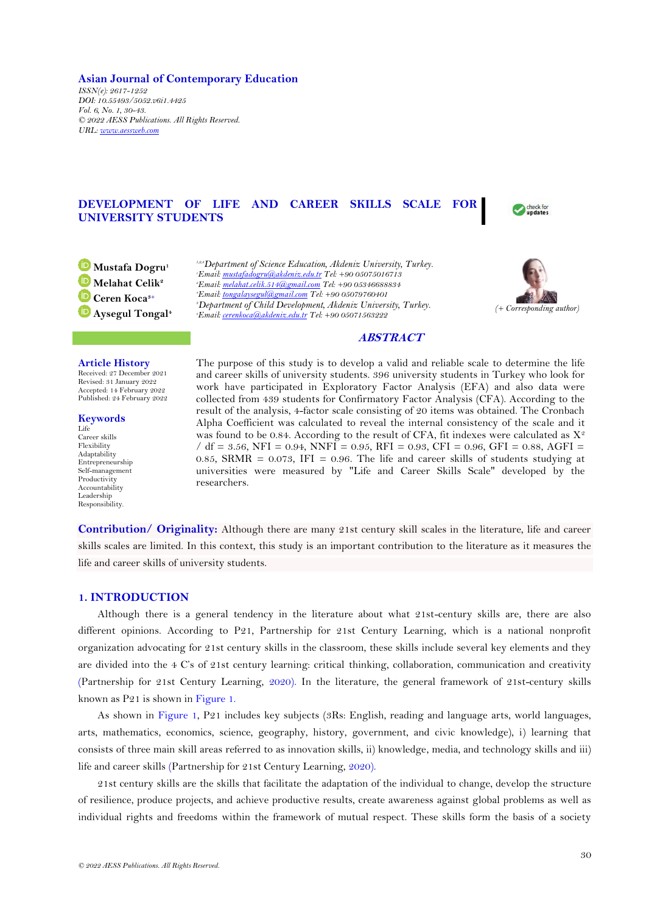Asian Journal of Contemporary Education

*ISSN(e): 2617-1252*
*DOI: 10.55493/5052.v6i1.4425*
*Vol. 6, No. 1, 30-43.*
*© 2022 AESS Publications. All Rights Reserved.*
*URL: www.aessweb.com*

# DEVELOPMENT OF LIFE AND CAREER SKILLS SCALE FOR UNIVERSITY STUDENTS

**Mustafa Dogru**[1]
**Melahat Celik**[2]
**Ceren Koca**[3+]
**Aysegul Tongal**[4]

[1,2,4]*Department of Science Education, Akdeniz University, Turkey.*
[1]*Email: mustafadogru@akdeniz.edu.tr Tel: +90 05075016713*
[2]*Email: melahat.celik.514@gmail.com Tel: +90 05346688834*
[4]*Email: tongalaysegul@gmail.com Tel: +90 05079760401*
[3]*Department of Child Development, Akdeniz University, Turkey.*
[3]*Email: cerenkoca@akdeniz.edu.tr Tel: +90 05071563222*

*(+ Corresponding author)*

**Article History**
Received: 27 December 2021
Revised: 31 January 2022
Accepted: 14 February 2022
Published: 24 February 2022

**Keywords**
Life
Career skills
Flexibility
Adaptability
Entrepreneurship
Self-management
Productivity
Accountability
Leadership
Responsibility.

## ABSTRACT

The purpose of this study is to develop a valid and reliable scale to determine the life and career skills of university students. 396 university students in Turkey who look for work have participated in Exploratory Factor Analysis (EFA) and also data were collected from 439 students for Confirmatory Factor Analysis (CFA). According to the result of the analysis, 4-factor scale consisting of 20 items was obtained. The Cronbach Alpha Coefficient was calculated to reveal the internal consistency of the scale and it was found to be 0.84. According to the result of CFA, fit indexes were calculated as $X^2$ / df = 3.56, NFI = 0.94, NNFI = 0.95, RFI = 0.93, CFI = 0.96, GFI = 0.88, AGFI = 0.85, SRMR = 0.073, IFI = 0.96. The life and career skills of students studying at universities were measured by "Life and Career Skills Scale" developed by the researchers.

**Contribution/ Originality:** Although there are many 21st century skill scales in the literature, life and career skills scales are limited. In this context, this study is an important contribution to the literature as it measures the life and career skills of university students.

## 1. INTRODUCTION

Although there is a general tendency in the literature about what 21st-century skills are, there are also different opinions. According to P21, Partnership for 21st Century Learning, which is a national nonprofit organization advocating for 21st century skills in the classroom, these skills include several key elements and they are divided into the 4 C's of 21st century learning: critical thinking, collaboration, communication and creativity (Partnership for 21st Century Learning, 2020). In the literature, the general framework of 21st-century skills known as P21 is shown in Figure 1.

As shown in Figure 1, P21 includes key subjects (3Rs: English, reading and language arts, world languages, arts, mathematics, economics, science, geography, history, government, and civic knowledge), i) learning that consists of three main skill areas referred to as innovation skills, ii) knowledge, media, and technology skills and iii) life and career skills (Partnership for 21st Century Learning, 2020).

21st century skills are the skills that facilitate the adaptation of the individual to change, develop the structure of resilience, produce projects, and achieve productive results, create awareness against global problems as well as individual rights and freedoms within the framework of mutual respect. These skills form the basis of a society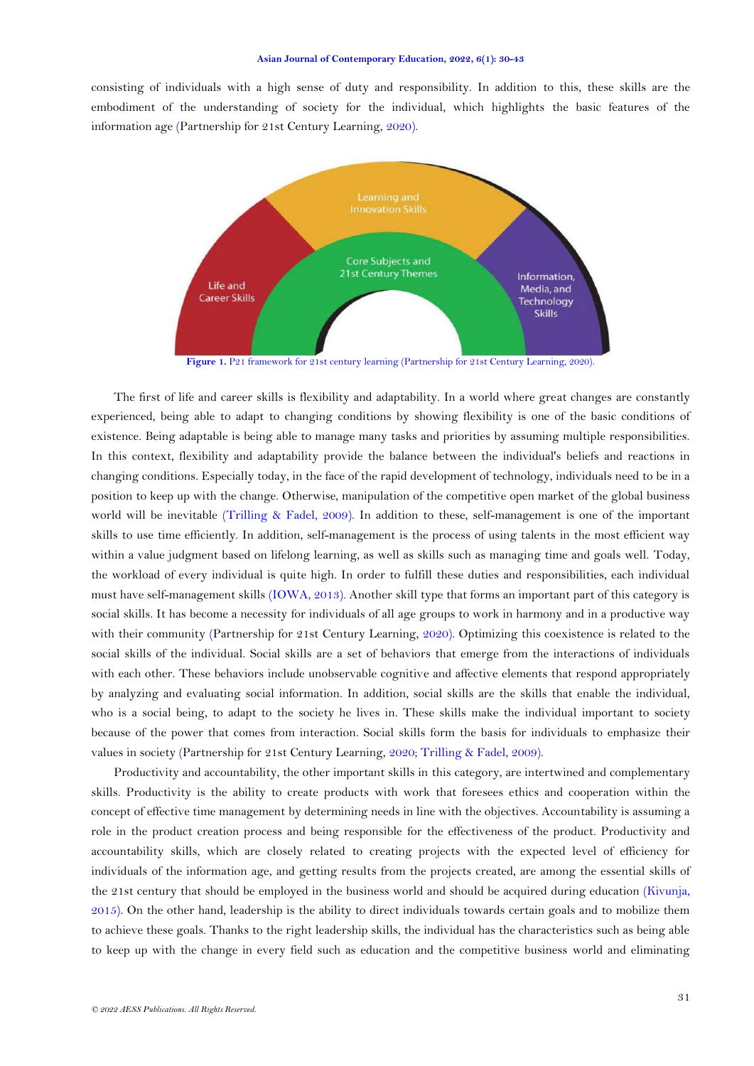consisting of individuals with a high sense of duty and responsibility. In addition to this, these skills are the embodiment of the understanding of society for the individual, which highlights the basic features of the information age (Partnership for 21st Century Learning, 2020).

Learning and Innovation Skills

Life and Career Skills

Core Subjects and 21st Century Themes

Information, Media, and Technology Skills

**Figure 1.** P21 framework for 21st century learning (Partnership for 21st Century Learning, 2020).

The first of life and career skills is flexibility and adaptability. In a world where great changes are constantly experienced, being able to adapt to changing conditions by showing flexibility is one of the basic conditions of existence. Being adaptable is being able to manage many tasks and priorities by assuming multiple responsibilities. In this context, flexibility and adaptability provide the balance between the individual's beliefs and reactions in changing conditions. Especially today, in the face of the rapid development of technology, individuals need to be in a position to keep up with the change. Otherwise, manipulation of the competitive open market of the global business world will be inevitable (Trilling & Fadel, 2009). In addition to these, self-management is one of the important skills to use time efficiently. In addition, self-management is the process of using talents in the most efficient way within a value judgment based on lifelong learning, as well as skills such as managing time and goals well. Today, the workload of every individual is quite high. In order to fulfill these duties and responsibilities, each individual must have self-management skills (IOWA, 2013). Another skill type that forms an important part of this category is social skills. It has become a necessity for individuals of all age groups to work in harmony and in a productive way with their community (Partnership for 21st Century Learning, 2020). Optimizing this coexistence is related to the social skills of the individual. Social skills are a set of behaviors that emerge from the interactions of individuals with each other. These behaviors include unobservable cognitive and affective elements that respond appropriately by analyzing and evaluating social information. In addition, social skills are the skills that enable the individual, who is a social being, to adapt to the society he lives in. These skills make the individual important to society because of the power that comes from interaction. Social skills form the basis for individuals to emphasize their values in society (Partnership for 21st Century Learning, 2020; Trilling & Fadel, 2009).

Productivity and accountability, the other important skills in this category, are intertwined and complementary skills. Productivity is the ability to create products with work that foresees ethics and cooperation within the concept of effective time management by determining needs in line with the objectives. Accountability is assuming a role in the product creation process and being responsible for the effectiveness of the product. Productivity and accountability skills, which are closely related to creating projects with the expected level of efficiency for individuals of the information age, and getting results from the projects created, are among the essential skills of the 21st century that should be employed in the business world and should be acquired during education (Kivunja, 2015). On the other hand, leadership is the ability to direct individuals towards certain goals and to mobilize them to achieve these goals. Thanks to the right leadership skills, the individual has the characteristics such as being able to keep up with the change in every field such as education and the competitive business world and eliminating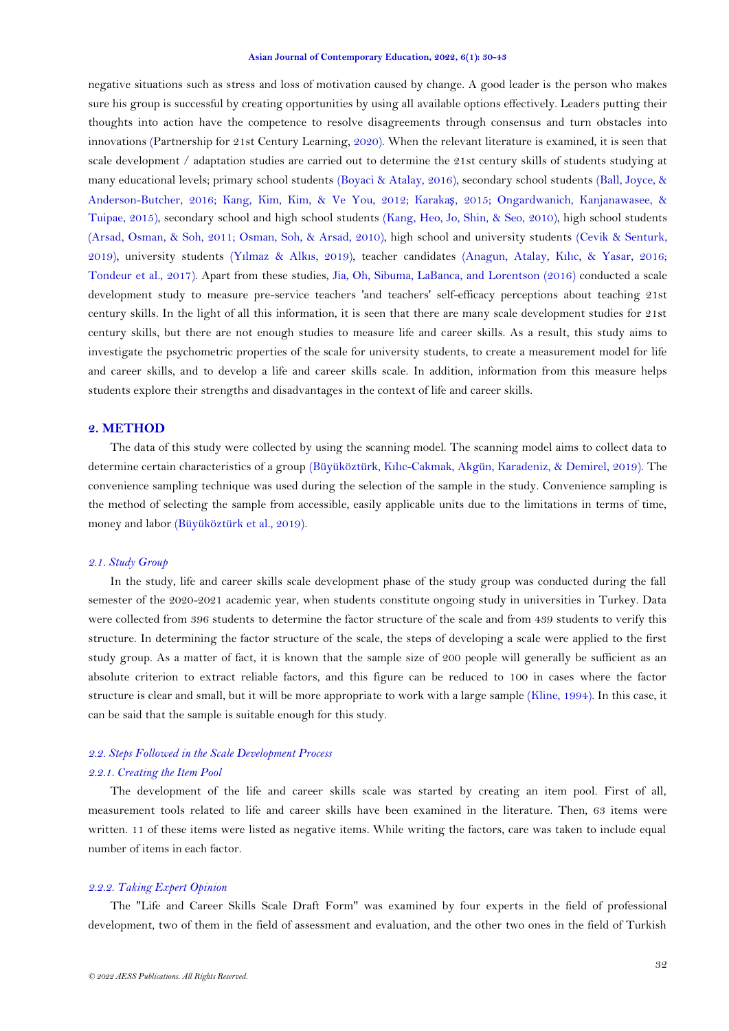negative situations such as stress and loss of motivation caused by change. A good leader is the person who makes sure his group is successful by creating opportunities by using all available options effectively. Leaders putting their thoughts into action have the competence to resolve disagreements through consensus and turn obstacles into innovations (Partnership for 21st Century Learning, 2020). When the relevant literature is examined, it is seen that scale development / adaptation studies are carried out to determine the 21st century skills of students studying at many educational levels; primary school students (Boyaci & Atalay, 2016), secondary school students (Ball, Joyce, & Anderson-Butcher, 2016; Kang, Kim, Kim, & Ve You, 2012; Karakaş, 2015; Ongardwanich, Kanjanawasee, & Tuipae, 2015), secondary school and high school students (Kang, Heo, Jo, Shin, & Seo, 2010), high school students (Arsad, Osman, & Soh, 2011; Osman, Soh, & Arsad, 2010), high school and university students (Cevik & Senturk, 2019), university students (Yılmaz & Alkıs, 2019), teacher candidates (Anagun, Atalay, Kılıc, & Yasar, 2016; Tondeur et al., 2017). Apart from these studies, Jia, Oh, Sibuma, LaBanca, and Lorentson (2016) conducted a scale development study to measure pre-service teachers 'and teachers' self-efficacy perceptions about teaching 21st century skills. In the light of all this information, it is seen that there are many scale development studies for 21st century skills, but there are not enough studies to measure life and career skills. As a result, this study aims to investigate the psychometric properties of the scale for university students, to create a measurement model for life and career skills, and to develop a life and career skills scale. In addition, information from this measure helps students explore their strengths and disadvantages in the context of life and career skills.

## 2. METHOD

The data of this study were collected by using the scanning model. The scanning model aims to collect data to determine certain characteristics of a group (Büyüköztürk, Kılıc-Cakmak, Akgün, Karadeniz, & Demirel, 2019). The convenience sampling technique was used during the selection of the sample in the study. Convenience sampling is the method of selecting the sample from accessible, easily applicable units due to the limitations in terms of time, money and labor (Büyüköztürk et al., 2019).

### *2.1. Study Group*

In the study, life and career skills scale development phase of the study group was conducted during the fall semester of the 2020-2021 academic year, when students constitute ongoing study in universities in Turkey. Data were collected from 396 students to determine the factor structure of the scale and from 439 students to verify this structure. In determining the factor structure of the scale, the steps of developing a scale were applied to the first study group. As a matter of fact, it is known that the sample size of 200 people will generally be sufficient as an absolute criterion to extract reliable factors, and this figure can be reduced to 100 in cases where the factor structure is clear and small, but it will be more appropriate to work with a large sample (Kline, 1994). In this case, it can be said that the sample is suitable enough for this study.

### *2.2. Steps Followed in the Scale Development Process*

#### *2.2.1. Creating the Item Pool*

The development of the life and career skills scale was started by creating an item pool. First of all, measurement tools related to life and career skills have been examined in the literature. Then, 63 items were written. 11 of these items were listed as negative items. While writing the factors, care was taken to include equal number of items in each factor.

#### *2.2.2. Taking Expert Opinion*

The "Life and Career Skills Scale Draft Form" was examined by four experts in the field of professional development, two of them in the field of assessment and evaluation, and the other two ones in the field of Turkish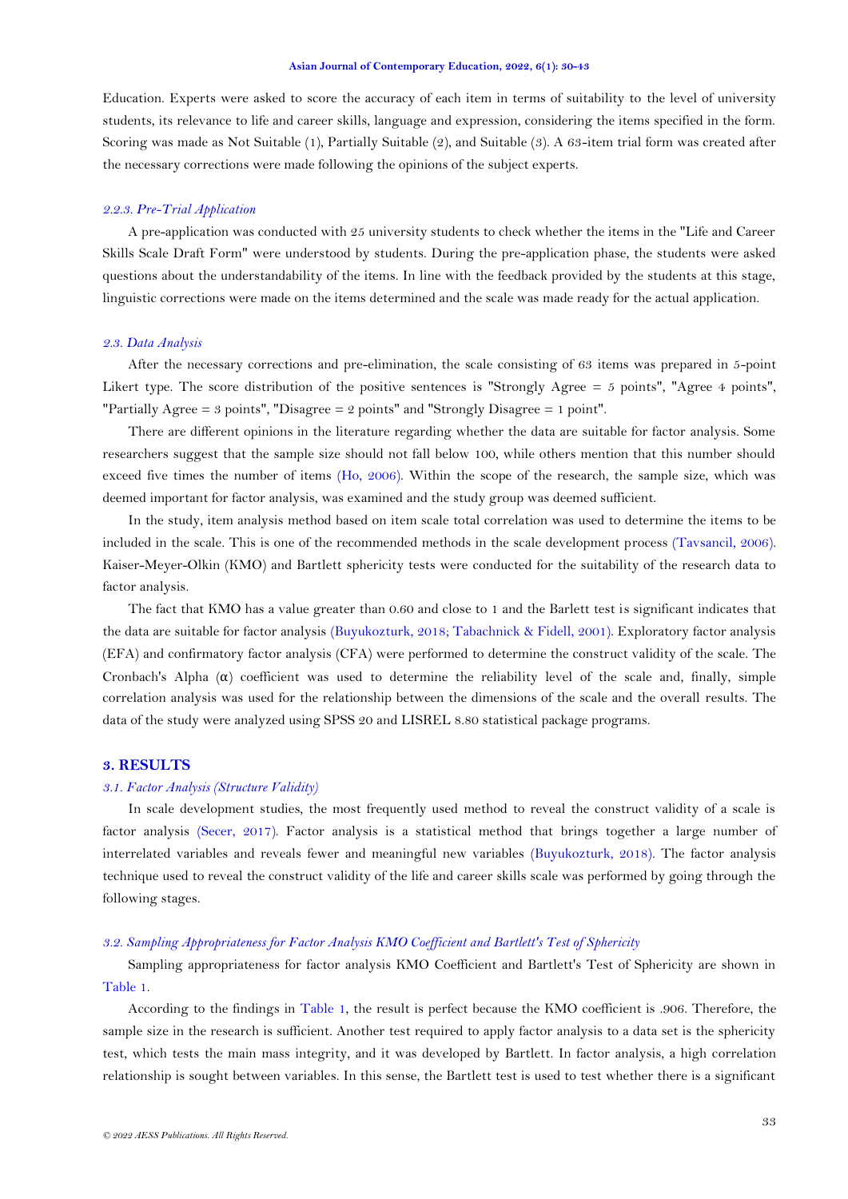Education. Experts were asked to score the accuracy of each item in terms of suitability to the level of university students, its relevance to life and career skills, language and expression, considering the items specified in the form. Scoring was made as Not Suitable (1), Partially Suitable (2), and Suitable (3). A 63-item trial form was created after the necessary corrections were made following the opinions of the subject experts.

#### *2.2.3. Pre-Trial Application*

A pre-application was conducted with 25 university students to check whether the items in the "Life and Career Skills Scale Draft Form" were understood by students. During the pre-application phase, the students were asked questions about the understandability of the items. In line with the feedback provided by the students at this stage, linguistic corrections were made on the items determined and the scale was made ready for the actual application.

### *2.3. Data Analysis*

After the necessary corrections and pre-elimination, the scale consisting of 63 items was prepared in 5-point Likert type. The score distribution of the positive sentences is "Strongly Agree = 5 points", "Agree 4 points", "Partially Agree = 3 points", "Disagree = 2 points" and "Strongly Disagree = 1 point".

There are different opinions in the literature regarding whether the data are suitable for factor analysis. Some researchers suggest that the sample size should not fall below 100, while others mention that this number should exceed five times the number of items (Ho, 2006). Within the scope of the research, the sample size, which was deemed important for factor analysis, was examined and the study group was deemed sufficient.

In the study, item analysis method based on item scale total correlation was used to determine the items to be included in the scale. This is one of the recommended methods in the scale development process (Tavsancil, 2006). Kaiser-Meyer-Olkin (KMO) and Bartlett sphericity tests were conducted for the suitability of the research data to factor analysis.

The fact that KMO has a value greater than 0.60 and close to 1 and the Barlett test is significant indicates that the data are suitable for factor analysis (Buyukozturk, 2018; Tabachnick & Fidell, 2001). Exploratory factor analysis (EFA) and confirmatory factor analysis (CFA) were performed to determine the construct validity of the scale. The Cronbach's Alpha (α) coefficient was used to determine the reliability level of the scale and, finally, simple correlation analysis was used for the relationship between the dimensions of the scale and the overall results. The data of the study were analyzed using SPSS 20 and LISREL 8.80 statistical package programs.

## **3. RESULTS**

### *3.1. Factor Analysis (Structure Validity)*

In scale development studies, the most frequently used method to reveal the construct validity of a scale is factor analysis (Secer, 2017). Factor analysis is a statistical method that brings together a large number of interrelated variables and reveals fewer and meaningful new variables (Buyukozturk, 2018). The factor analysis technique used to reveal the construct validity of the life and career skills scale was performed by going through the following stages.

### *3.2. Sampling Appropriateness for Factor Analysis KMO Coefficient and Bartlett's Test of Sphericity*

Sampling appropriateness for factor analysis KMO Coefficient and Bartlett's Test of Sphericity are shown in Table 1.

According to the findings in Table 1, the result is perfect because the KMO coefficient is .906. Therefore, the sample size in the research is sufficient. Another test required to apply factor analysis to a data set is the sphericity test, which tests the main mass integrity, and it was developed by Bartlett. In factor analysis, a high correlation relationship is sought between variables. In this sense, the Bartlett test is used to test whether there is a significant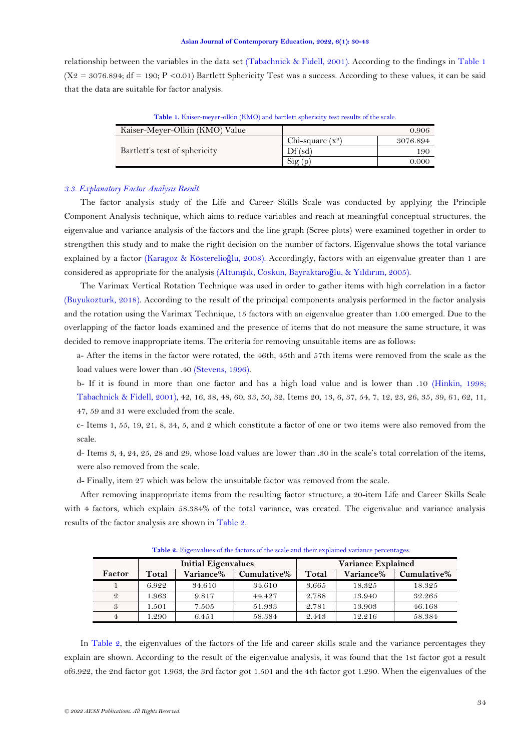relationship between the variables in the data set (Tabachnick & Fidell, 2001). According to the findings in Table 1 (X2 = 3076.894; df = 190; P <0.01) Bartlett Sphericity Test was a success. According to these values, it can be said that the data are suitable for factor analysis.

**Table 1.** Kaiser-meyer-olkin (KMO) and bartlett sphericity test results of the scale.

| Kaiser-Meyer-Olkin (KMO) Value | | 0.906 |
|---|---|---|
| Bartlett's test of sphericity | Chi-square ($x^2$) | 3076.894 |
| | Df (sd) | 190 |
| | Sig (p) | 0.000 |

### *3.3. Explanatory Factor Analysis Result*

The factor analysis study of the Life and Career Skills Scale was conducted by applying the Principle Component Analysis technique, which aims to reduce variables and reach at meaningful conceptual structures. the eigenvalue and variance analysis of the factors and the line graph (Scree plots) were examined together in order to strengthen this study and to make the right decision on the number of factors. Eigenvalue shows the total variance explained by a factor (Karagoz & Kösterelioğlu, 2008). Accordingly, factors with an eigenvalue greater than 1 are considered as appropriate for the analysis (Altunışık, Coskun, Bayraktaroğlu, & Yıldırım, 2005).

The Varimax Vertical Rotation Technique was used in order to gather items with high correlation in a factor (Buyukozturk, 2018). According to the result of the principal components analysis performed in the factor analysis and the rotation using the Varimax Technique, 15 factors with an eigenvalue greater than 1.00 emerged. Due to the overlapping of the factor loads examined and the presence of items that do not measure the same structure, it was decided to remove inappropriate items. The criteria for removing unsuitable items are as follows:

a- After the items in the factor were rotated, the 46th, 45th and 57th items were removed from the scale as the load values were lower than .40 (Stevens, 1996).

b- If it is found in more than one factor and has a high load value and is lower than .10 (Hinkin, 1998; Tabachnick & Fidell, 2001), 42, 16, 38, 48, 60, 33, 50, 32, Items 20, 13, 6, 37, 54, 7, 12, 23, 26, 35, 39, 61, 62, 11, 47, 59 and 31 were excluded from the scale.

c- Items 1, 55, 19, 21, 8, 34, 5, and 2 which constitute a factor of one or two items were also removed from the scale.

d- Items 3, 4, 24, 25, 28 and 29, whose load values are lower than .30 in the scale's total correlation of the items, were also removed from the scale.

d- Finally, item 27 which was below the unsuitable factor was removed from the scale.

After removing inappropriate items from the resulting factor structure, a 20-item Life and Career Skills Scale with 4 factors, which explain 58.384% of the total variance, was created. The eigenvalue and variance analysis results of the factor analysis are shown in Table 2.

**Table 2.** Eigenvalues of the factors of the scale and their explained variance percentages.

| Factor | Initial Eigenvalues | | | Variance Explained | | |
|---|---|---|---|---|---|---|
| | Total | Variance% | Cumulative% | Total | Variance% | Cumulative% |
| 1 | 6.922 | 34.610 | 34.610 | 3.665 | 18.325 | 18.325 |
| 2 | 1.963 | 9.817 | 44.427 | 2.788 | 13.940 | 32.265 |
| 3 | 1.501 | 7.505 | 51.933 | 2.781 | 13.903 | 46.168 |
| 4 | 1.290 | 6.451 | 58.384 | 2.443 | 12.216 | 58.384 |

In Table 2, the eigenvalues of the factors of the life and career skills scale and the variance percentages they explain are shown. According to the result of the eigenvalue analysis, it was found that the 1st factor got a result of6.922, the 2nd factor got 1.963, the 3rd factor got 1.501 and the 4th factor got 1.290. When the eigenvalues of the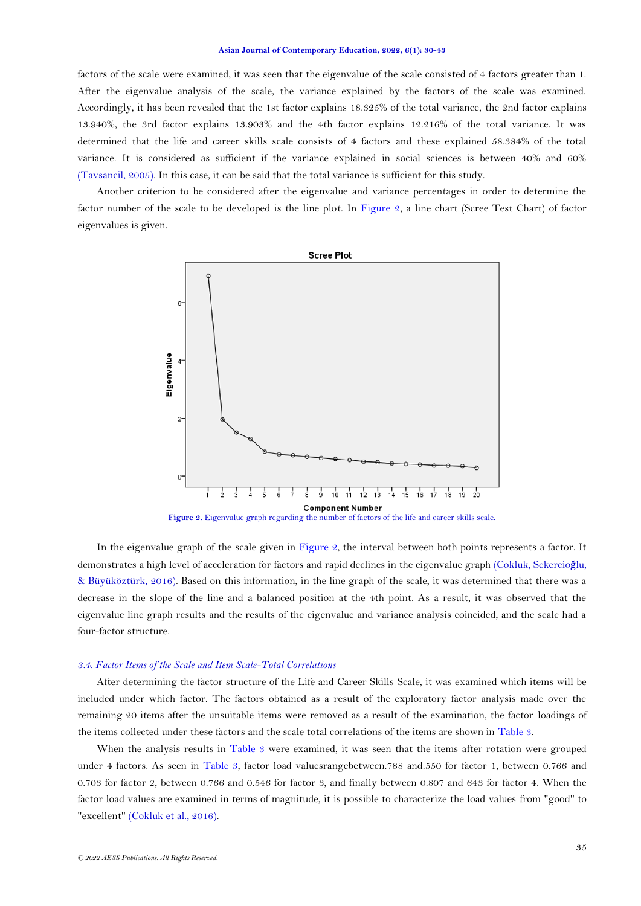factors of the scale were examined, it was seen that the eigenvalue of the scale consisted of 4 factors greater than 1. After the eigenvalue analysis of the scale, the variance explained by the factors of the scale was examined. Accordingly, it has been revealed that the 1st factor explains 18.325% of the total variance, the 2nd factor explains 13.940%, the 3rd factor explains 13.903% and the 4th factor explains 12.216% of the total variance. It was determined that the life and career skills scale consists of 4 factors and these explained 58.384% of the total variance. It is considered as sufficient if the variance explained in social sciences is between 40% and 60% (Tavsancil, 2005). In this case, it can be said that the total variance is sufficient for this study.

Another criterion to be considered after the eigenvalue and variance percentages in order to determine the factor number of the scale to be developed is the line plot. In Figure 2, a line chart (Scree Test Chart) of factor eigenvalues is given.

**Figure 2.** Eigenvalue graph regarding the number of factors of the life and career skills scale.

In the eigenvalue graph of the scale given in Figure 2, the interval between both points represents a factor. It demonstrates a high level of acceleration for factors and rapid declines in the eigenvalue graph (Cokluk, Sekercioğlu, & Büyüköztürk, 2016). Based on this information, in the line graph of the scale, it was determined that there was a decrease in the slope of the line and a balanced position at the 4th point. As a result, it was observed that the eigenvalue line graph results and the results of the eigenvalue and variance analysis coincided, and the scale had a four-factor structure.

### *3.4. Factor Items of the Scale and Item Scale-Total Correlations*

After determining the factor structure of the Life and Career Skills Scale, it was examined which items will be included under which factor. The factors obtained as a result of the exploratory factor analysis made over the remaining 20 items after the unsuitable items were removed as a result of the examination, the factor loadings of the items collected under these factors and the scale total correlations of the items are shown in Table 3.

When the analysis results in Table 3 were examined, it was seen that the items after rotation were grouped under 4 factors. As seen in Table 3, factor load valuesrangebetween.788 and.550 for factor 1, between 0.766 and 0.703 for factor 2, between 0.766 and 0.546 for factor 3, and finally between 0.807 and 643 for factor 4. When the factor load values are examined in terms of magnitude, it is possible to characterize the load values from "good" to "excellent" (Cokluk et al., 2016).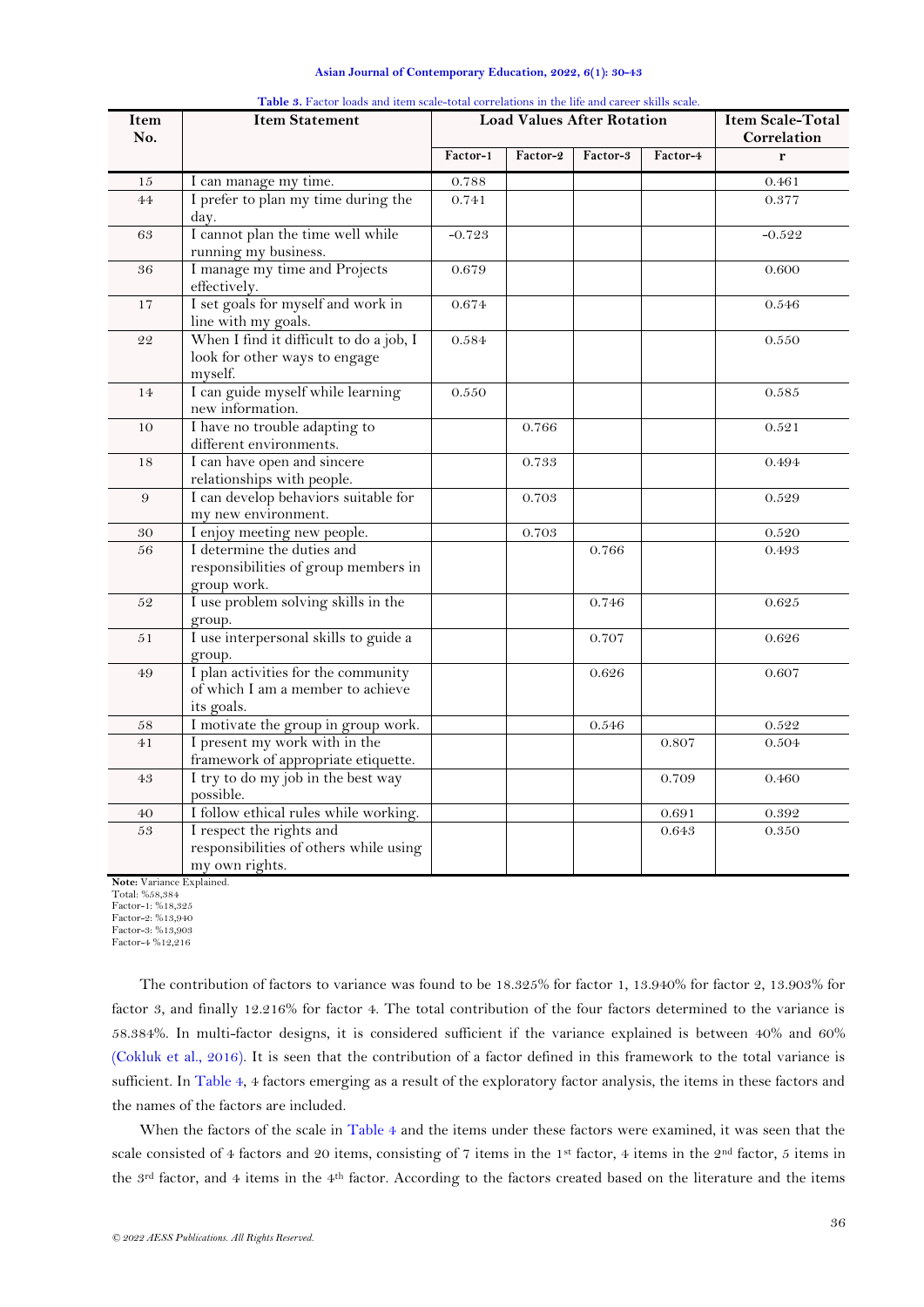**Table 3.** Factor loads and item scale-total correlations in the life and career skills scale.

| Item No. | Item Statement | Load Values After Rotation | | | | Item Scale-Total Correlation |
|---|---|---|---|---|---|---|
| | | Factor-1 | Factor-2 | Factor-3 | Factor-4 | r |
| 15 | I can manage my time. | 0.788 | | | | 0.461 |
| 44 | I prefer to plan my time during the day. | 0.741 | | | | 0.377 |
| 63 | I cannot plan the time well while running my business. | -0.723 | | | | -0.522 |
| 36 | I manage my time and Projects effectively. | 0.679 | | | | 0.600 |
| 17 | I set goals for myself and work in line with my goals. | 0.674 | | | | 0.546 |
| 22 | When I find it difficult to do a job, I look for other ways to engage myself. | 0.584 | | | | 0.550 |
| 14 | I can guide myself while learning new information. | 0.550 | | | | 0.585 |
| 10 | I have no trouble adapting to different environments. | | 0.766 | | | 0.521 |
| 18 | I can have open and sincere relationships with people. | | 0.733 | | | 0.494 |
| 9 | I can develop behaviors suitable for my new environment. | | 0.703 | | | 0.529 |
| 30 | I enjoy meeting new people. | | 0.703 | | | 0.520 |
| 56 | I determine the duties and responsibilities of group members in group work. | | | 0.766 | | 0.493 |
| 52 | I use problem solving skills in the group. | | | 0.746 | | 0.625 |
| 51 | I use interpersonal skills to guide a group. | | | 0.707 | | 0.626 |
| 49 | I plan activities for the community of which I am a member to achieve its goals. | | | 0.626 | | 0.607 |
| 58 | I motivate the group in group work. | | | 0.546 | | 0.522 |
| 41 | I present my work with in the framework of appropriate etiquette. | | | | 0.807 | 0.504 |
| 43 | I try to do my job in the best way possible. | | | | 0.709 | 0.460 |
| 40 | I follow ethical rules while working. | | | | 0.691 | 0.392 |
| 53 | I respect the rights and responsibilities of others while using my own rights. | | | | 0.643 | 0.350 |

**Note:** Variance Explained.
Total: %58,384
Factor-1: %18,325
Factor-2: %13,940
Factor-3: %13,903
Factor-4 %12,216

The contribution of factors to variance was found to be 18.325% for factor 1, 13.940% for factor 2, 13.903% for factor 3, and finally 12.216% for factor 4. The total contribution of the four factors determined to the variance is 58.384%. In multi-factor designs, it is considered sufficient if the variance explained is between 40% and 60% (Cokluk et al., 2016). It is seen that the contribution of a factor defined in this framework to the total variance is sufficient. In Table 4, 4 factors emerging as a result of the exploratory factor analysis, the items in these factors and the names of the factors are included.

When the factors of the scale in Table 4 and the items under these factors were examined, it was seen that the scale consisted of 4 factors and 20 items, consisting of 7 items in the 1st factor, 4 items in the 2nd factor, 5 items in the 3rd factor, and 4 items in the 4th factor. According to the factors created based on the literature and the items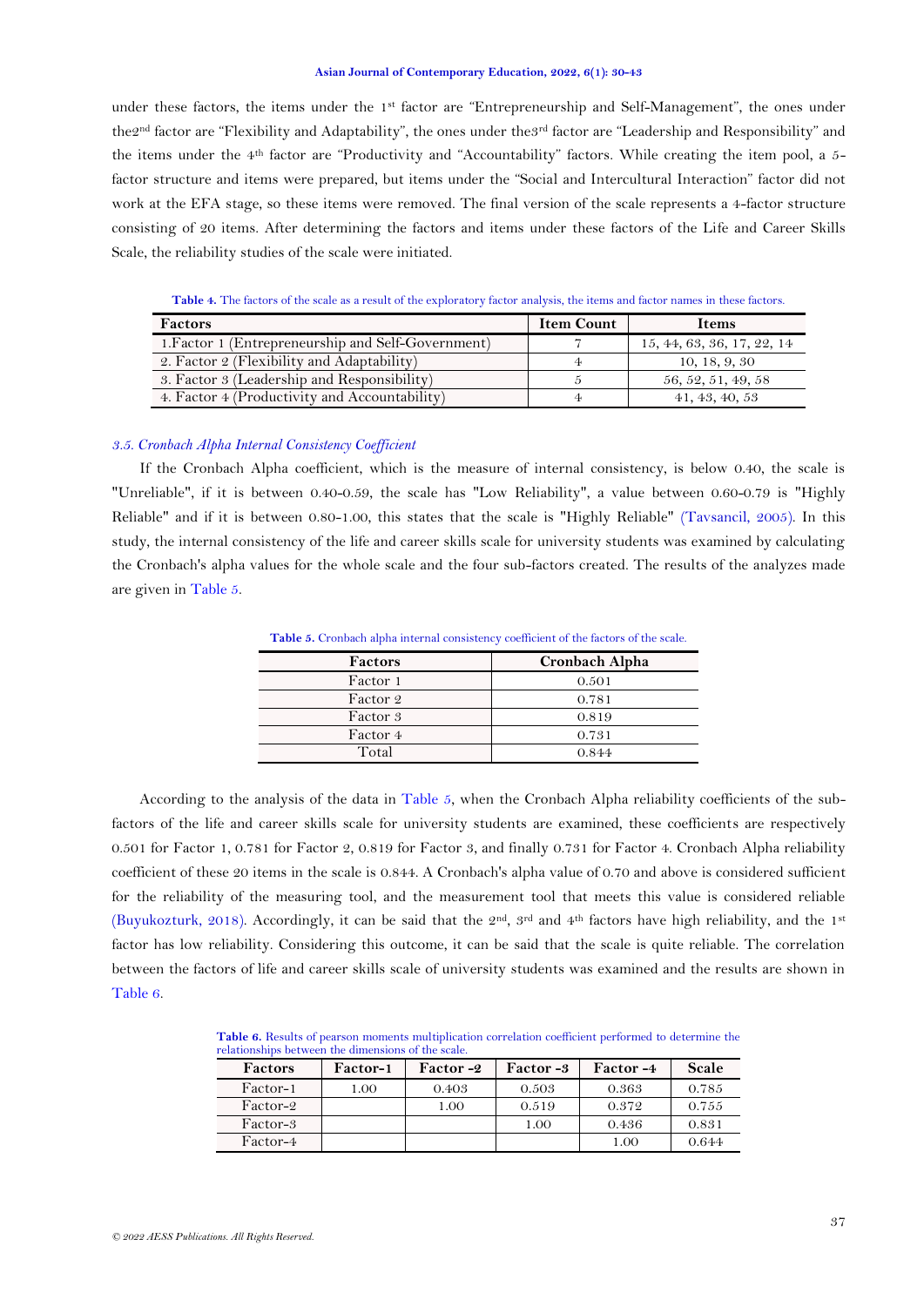under these factors, the items under the 1st factor are "Entrepreneurship and Self-Management", the ones under the2nd factor are "Flexibility and Adaptability", the ones under the3rd factor are "Leadership and Responsibility" and the items under the 4th factor are "Productivity and "Accountability" factors. While creating the item pool, a 5-factor structure and items were prepared, but items under the "Social and Intercultural Interaction" factor did not work at the EFA stage, so these items were removed. The final version of the scale represents a 4-factor structure consisting of 20 items. After determining the factors and items under these factors of the Life and Career Skills Scale, the reliability studies of the scale were initiated.

**Table 4.** The factors of the scale as a result of the exploratory factor analysis, the items and factor names in these factors.

| Factors | Item Count | Items |
|---|---|---|
| 1.Factor 1 (Entrepreneurship and Self-Government) | 7 | 15, 44, 63, 36, 17, 22, 14 |
| 2. Factor 2 (Flexibility and Adaptability) | 4 | 10, 18, 9, 30 |
| 3. Factor 3 (Leadership and Responsibility) | 5 | 56, 52, 51, 49, 58 |
| 4. Factor 4 (Productivity and Accountability) | 4 | 41, 43, 40, 53 |

### *3.5. Cronbach Alpha Internal Consistency Coefficient*

If the Cronbach Alpha coefficient, which is the measure of internal consistency, is below 0.40, the scale is "Unreliable", if it is between 0.40-0.59, the scale has "Low Reliability", a value between 0.60-0.79 is "Highly Reliable" and if it is between 0.80-1.00, this states that the scale is "Highly Reliable" (Tavsancil, 2005). In this study, the internal consistency of the life and career skills scale for university students was examined by calculating the Cronbach's alpha values for the whole scale and the four sub-factors created. The results of the analyzes made are given in Table 5.

**Table 5.** Cronbach alpha internal consistency coefficient of the factors of the scale.

| Factors | Cronbach Alpha |
|---|---|
| Factor 1 | 0.501 |
| Factor 2 | 0.781 |
| Factor 3 | 0.819 |
| Factor 4 | 0.731 |
| Total | 0.844 |

According to the analysis of the data in Table 5, when the Cronbach Alpha reliability coefficients of the sub-factors of the life and career skills scale for university students are examined, these coefficients are respectively 0.501 for Factor 1, 0.781 for Factor 2, 0.819 for Factor 3, and finally 0.731 for Factor 4. Cronbach Alpha reliability coefficient of these 20 items in the scale is 0.844. A Cronbach's alpha value of 0.70 and above is considered sufficient for the reliability of the measuring tool, and the measurement tool that meets this value is considered reliable (Buyukozturk, 2018). Accordingly, it can be said that the 2nd, 3rd and 4th factors have high reliability, and the 1st factor has low reliability. Considering this outcome, it can be said that the scale is quite reliable. The correlation between the factors of life and career skills scale of university students was examined and the results are shown in Table 6.

**Table 6.** Results of pearson moments multiplication correlation coefficient performed to determine the relationships between the dimensions of the scale.

| Factors | Factor-1 | Factor -2 | Factor -3 | Factor -4 | Scale |
|---|---|---|---|---|---|
| Factor-1 | 1.00 | 0.403 | 0.503 | 0.363 | 0.785 |
| Factor-2 | | 1.00 | 0.519 | 0.372 | 0.755 |
| Factor-3 | | | 1.00 | 0.436 | 0.831 |
| Factor-4 | | | | 1.00 | 0.644 |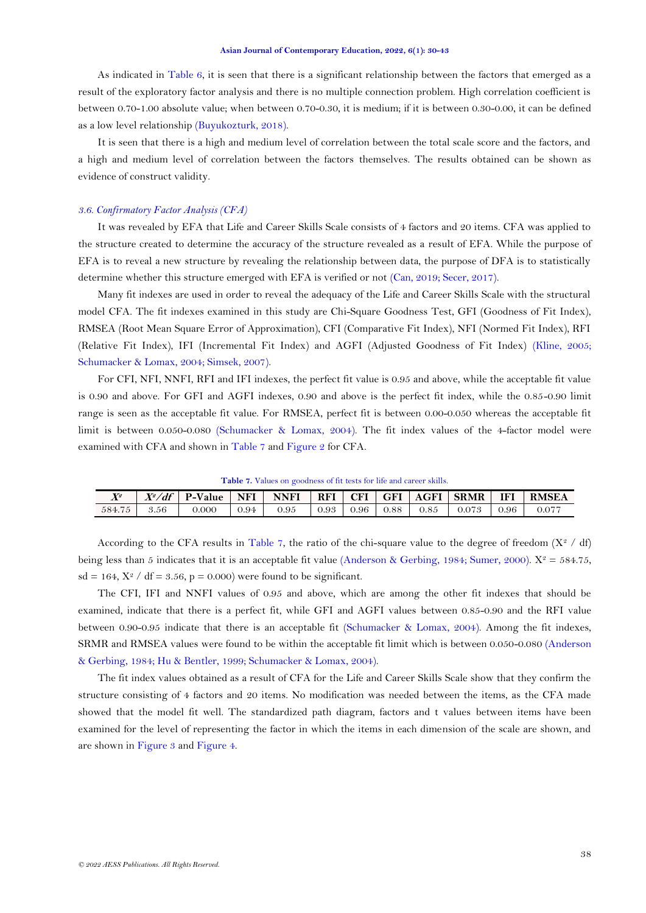As indicated in Table 6, it is seen that there is a significant relationship between the factors that emerged as a result of the exploratory factor analysis and there is no multiple connection problem. High correlation coefficient is between 0.70-1.00 absolute value; when between 0.70-0.30, it is medium; if it is between 0.30-0.00, it can be defined as a low level relationship (Buyukozturk, 2018).

It is seen that there is a high and medium level of correlation between the total scale score and the factors, and a high and medium level of correlation between the factors themselves. The results obtained can be shown as evidence of construct validity.

### *3.6. Confirmatory Factor Analysis (CFA)*

It was revealed by EFA that Life and Career Skills Scale consists of 4 factors and 20 items. CFA was applied to the structure created to determine the accuracy of the structure revealed as a result of EFA. While the purpose of EFA is to reveal a new structure by revealing the relationship between data, the purpose of DFA is to statistically determine whether this structure emerged with EFA is verified or not (Can, 2019; Secer, 2017).

Many fit indexes are used in order to reveal the adequacy of the Life and Career Skills Scale with the structural model CFA. The fit indexes examined in this study are Chi-Square Goodness Test, GFI (Goodness of Fit Index), RMSEA (Root Mean Square Error of Approximation), CFI (Comparative Fit Index), NFI (Normed Fit Index), RFI (Relative Fit Index), IFI (Incremental Fit Index) and AGFI (Adjusted Goodness of Fit Index) (Kline, 2005; Schumacker & Lomax, 2004; Simsek, 2007).

For CFI, NFI, NNFI, RFI and IFI indexes, the perfect fit value is 0.95 and above, while the acceptable fit value is 0.90 and above. For GFI and AGFI indexes, 0.90 and above is the perfect fit index, while the 0.85-0.90 limit range is seen as the acceptable fit value. For RMSEA, perfect fit is between 0.00-0.050 whereas the acceptable fit limit is between 0.050-0.080 (Schumacker & Lomax, 2004). The fit index values of the 4-factor model were examined with CFA and shown in Table 7 and Figure 2 for CFA.

**Table 7.** Values on goodness of fit tests for life and career skills.

| $X^2$ | $X^2/df$ | P-Value | NFI | NNFI | RFI | CFI | GFI | AGFI | SRMR | IFI | RMSEA |
|---|---|---|---|---|---|---|---|---|---|---|---|
| 584.75 | 3.56 | 0.000 | 0.94 | 0.95 | 0.93 | 0.96 | 0.88 | 0.85 | 0.073 | 0.96 | 0.077 |

According to the CFA results in Table 7, the ratio of the chi-square value to the degree of freedom ($X^2$ / df) being less than 5 indicates that it is an acceptable fit value (Anderson & Gerbing, 1984; Sumer, 2000). $X^2 = 584.75$, sd = 164, $X^2$ / df = 3.56, p = 0.000) were found to be significant.

The CFI, IFI and NNFI values of 0.95 and above, which are among the other fit indexes that should be examined, indicate that there is a perfect fit, while GFI and AGFI values between 0.85-0.90 and the RFI value between 0.90-0.95 indicate that there is an acceptable fit (Schumacker & Lomax, 2004). Among the fit indexes, SRMR and RMSEA values were found to be within the acceptable fit limit which is between 0.050-0.080 (Anderson & Gerbing, 1984; Hu & Bentler, 1999; Schumacker & Lomax, 2004).

The fit index values obtained as a result of CFA for the Life and Career Skills Scale show that they confirm the structure consisting of 4 factors and 20 items. No modification was needed between the items, as the CFA made showed that the model fit well. The standardized path diagram, factors and t values between items have been examined for the level of representing the factor in which the items in each dimension of the scale are shown, and are shown in Figure 3 and Figure 4.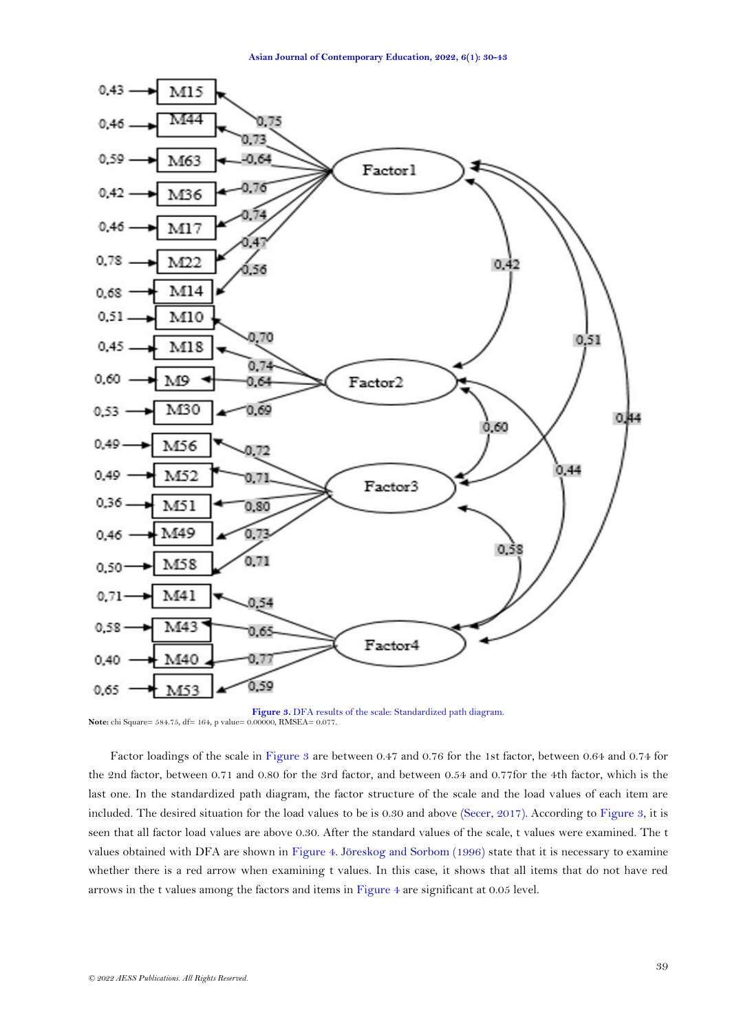**Figure 3.** DFA results of the scale: Standardized path diagram.

**Note:** chi Square= 584.75, df= 164, p value= 0.00000, RMSEA= 0.077.

Factor loadings of the scale in Figure 3 are between 0.47 and 0.76 for the 1st factor, between 0.64 and 0.74 for the 2nd factor, between 0.71 and 0.80 for the 3rd factor, and between 0.54 and 0.77for the 4th factor, which is the last one. In the standardized path diagram, the factor structure of the scale and the load values of each item are included. The desired situation for the load values to be is 0.30 and above (Secer, 2017). According to Figure 3, it is seen that all factor load values are above 0.30. After the standard values of the scale, t values were examined. The t values obtained with DFA are shown in Figure 4. Jöreskog and Sorbom (1996) state that it is necessary to examine whether there is a red arrow when examining t values. In this case, it shows that all items that do not have red arrows in the t values among the factors and items in Figure 4 are significant at 0.05 level.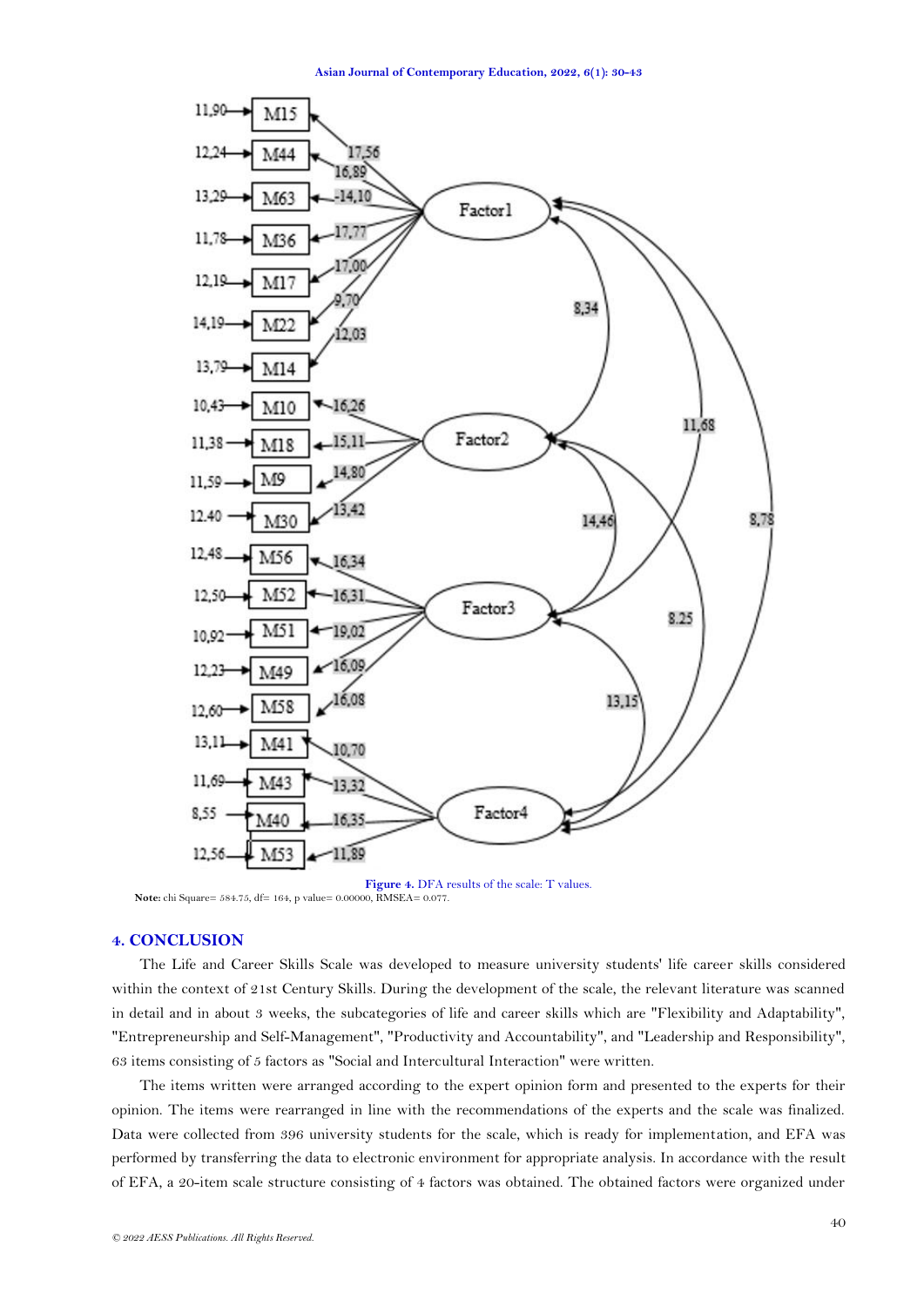**Figure 4.** DFA results of the scale: T values.

**Note:** chi Square= 584.75, df= 164, p value= 0.00000, RMSEA= 0.077.

## 4. CONCLUSION

The Life and Career Skills Scale was developed to measure university students' life career skills considered within the context of 21st Century Skills. During the development of the scale, the relevant literature was scanned in detail and in about 3 weeks, the subcategories of life and career skills which are "Flexibility and Adaptability", "Entrepreneurship and Self-Management", "Productivity and Accountability", and "Leadership and Responsibility", 63 items consisting of 5 factors as "Social and Intercultural Interaction" were written.

The items written were arranged according to the expert opinion form and presented to the experts for their opinion. The items were rearranged in line with the recommendations of the experts and the scale was finalized. Data were collected from 396 university students for the scale, which is ready for implementation, and EFA was performed by transferring the data to electronic environment for appropriate analysis. In accordance with the result of EFA, a 20-item scale structure consisting of 4 factors was obtained. The obtained factors were organized under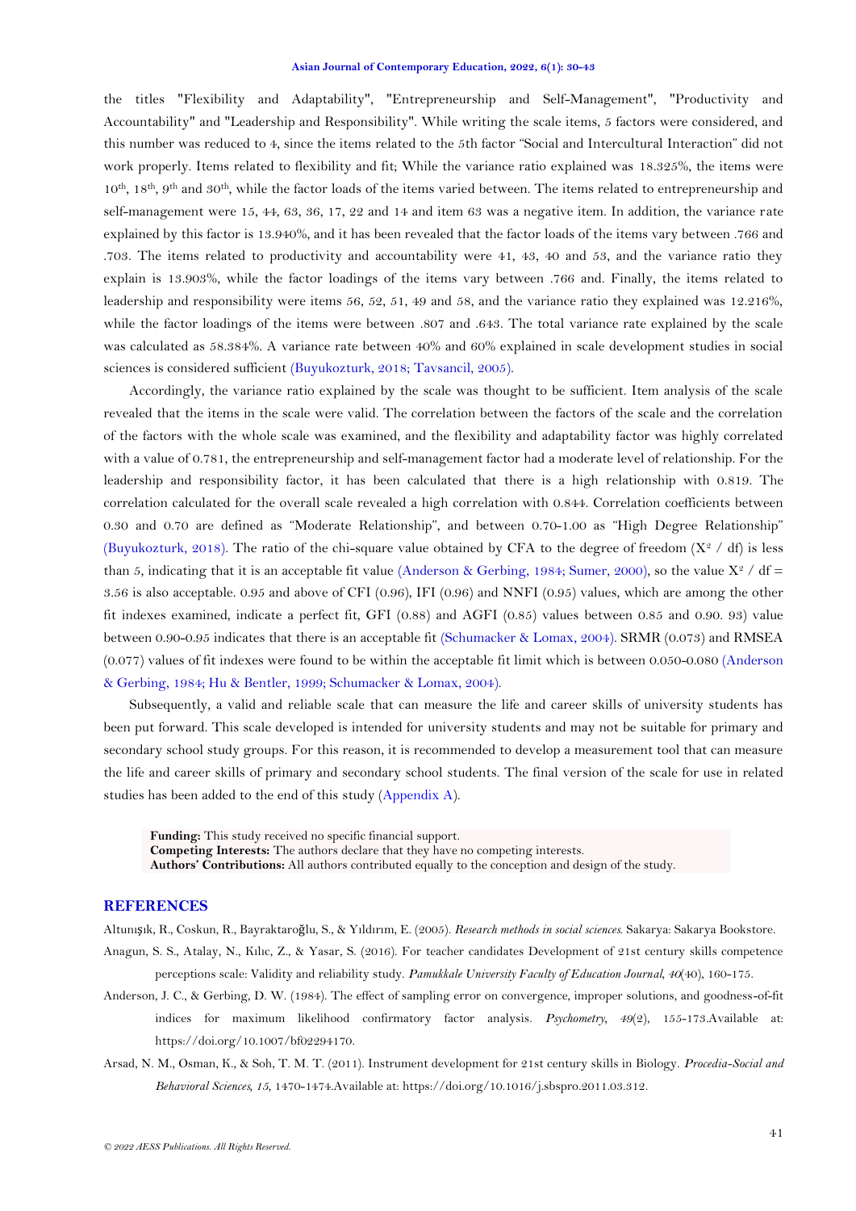the titles "Flexibility and Adaptability", "Entrepreneurship and Self-Management", "Productivity and Accountability" and "Leadership and Responsibility". While writing the scale items, 5 factors were considered, and this number was reduced to 4, since the items related to the 5th factor "Social and Intercultural Interaction" did not work properly. Items related to flexibility and fit; While the variance ratio explained was 18.325%, the items were 10th, 18th, 9th and 30th, while the factor loads of the items varied between. The items related to entrepreneurship and self-management were 15, 44, 63, 36, 17, 22 and 14 and item 63 was a negative item. In addition, the variance rate explained by this factor is 13.940%, and it has been revealed that the factor loads of the items vary between .766 and .703. The items related to productivity and accountability were 41, 43, 40 and 53, and the variance ratio they explain is 13.903%, while the factor loadings of the items vary between .766 and. Finally, the items related to leadership and responsibility were items 56, 52, 51, 49 and 58, and the variance ratio they explained was 12.216%, while the factor loadings of the items were between .807 and .643. The total variance rate explained by the scale was calculated as 58.384%. A variance rate between 40% and 60% explained in scale development studies in social sciences is considered sufficient (Buyukozturk, 2018; Tavsancil, 2005).

Accordingly, the variance ratio explained by the scale was thought to be sufficient. Item analysis of the scale revealed that the items in the scale were valid. The correlation between the factors of the scale and the correlation of the factors with the whole scale was examined, and the flexibility and adaptability factor was highly correlated with a value of 0.781, the entrepreneurship and self-management factor had a moderate level of relationship. For the leadership and responsibility factor, it has been calculated that there is a high relationship with 0.819. The correlation calculated for the overall scale revealed a high correlation with 0.844. Correlation coefficients between 0.30 and 0.70 are defined as "Moderate Relationship", and between 0.70-1.00 as "High Degree Relationship" (Buyukozturk, 2018). The ratio of the chi-square value obtained by CFA to the degree of freedom ($X^2$ / df) is less than 5, indicating that it is an acceptable fit value (Anderson & Gerbing, 1984; Sumer, 2000), so the value $X^2$ / df = 3.56 is also acceptable. 0.95 and above of CFI (0.96), IFI (0.96) and NNFI (0.95) values, which are among the other fit indexes examined, indicate a perfect fit, GFI (0.88) and AGFI (0.85) values between 0.85 and 0.90. 93) value between 0.90-0.95 indicates that there is an acceptable fit (Schumacker & Lomax, 2004). SRMR (0.073) and RMSEA (0.077) values of fit indexes were found to be within the acceptable fit limit which is between 0.050-0.080 (Anderson & Gerbing, 1984; Hu & Bentler, 1999; Schumacker & Lomax, 2004).

Subsequently, a valid and reliable scale that can measure the life and career skills of university students has been put forward. This scale developed is intended for university students and may not be suitable for primary and secondary school study groups. For this reason, it is recommended to develop a measurement tool that can measure the life and career skills of primary and secondary school students. The final version of the scale for use in related studies has been added to the end of this study (Appendix A).

**Funding:** This study received no specific financial support.
**Competing Interests:** The authors declare that they have no competing interests.
**Authors' Contributions:** All authors contributed equally to the conception and design of the study.

## REFERENCES

Altunışık, R., Coskun, R., Bayraktaroğlu, S., & Yıldırım, E. (2005). *Research methods in social sciences*. Sakarya: Sakarya Bookstore.

Anagun, S. S., Atalay, N., Kılıc, Z., & Yasar, S. (2016). For teacher candidates Development of 21st century skills competence perceptions scale: Validity and reliability study. *Pamukkale University Faculty of Education Journal*, *40*(40), 160-175.

Anderson, J. C., & Gerbing, D. W. (1984). The effect of sampling error on convergence, improper solutions, and goodness-of-fit indices for maximum likelihood confirmatory factor analysis. *Psychometry*, *49*(2), 155-173.Available at: https://doi.org/10.1007/bf02294170.

Arsad, N. M., Osman, K., & Soh, T. M. T. (2011). Instrument development for 21st century skills in Biology. *Procedia-Social and Behavioral Sciences*, *15*, 1470-1474.Available at: https://doi.org/10.1016/j.sbspro.2011.03.312.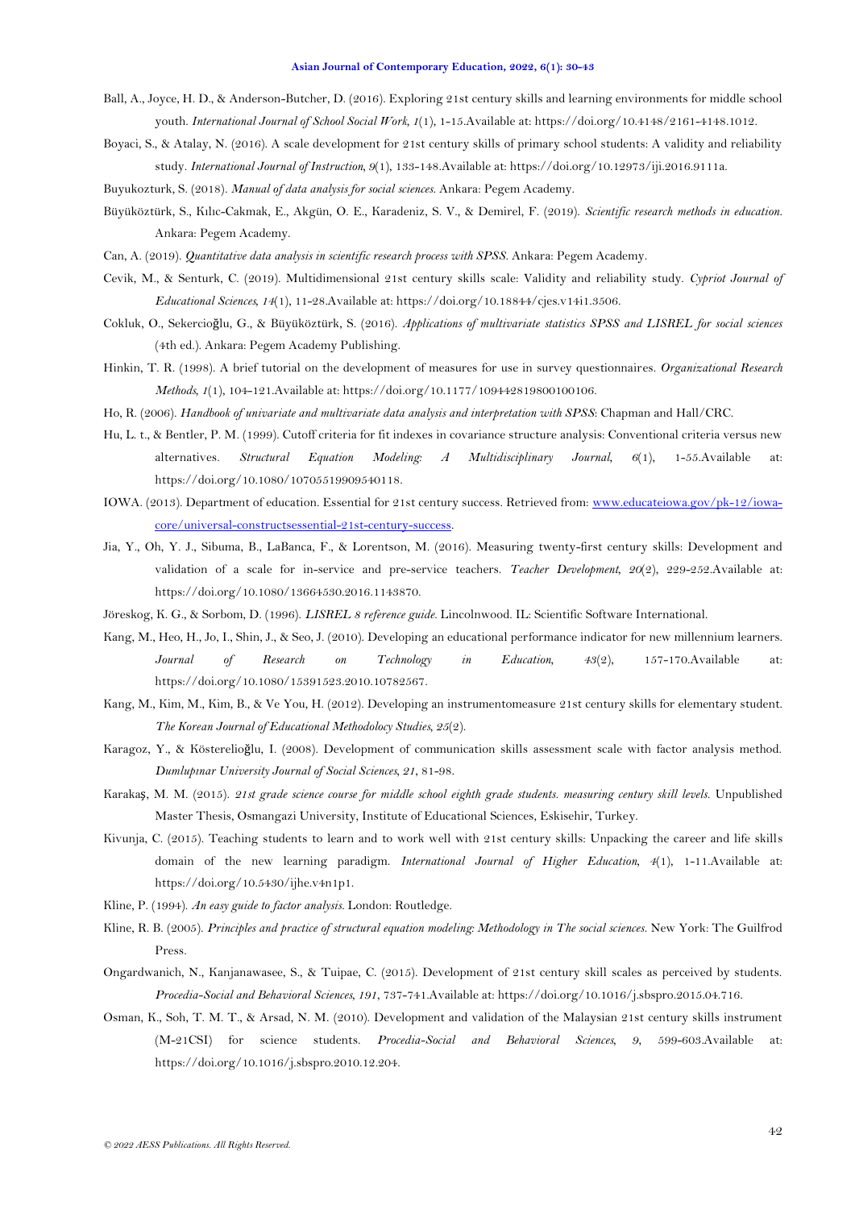Ball, A., Joyce, H. D., & Anderson-Butcher, D. (2016). Exploring 21st century skills and learning environments for middle school youth. *International Journal of School Social Work, 1*(1), 1-15.Available at: https://doi.org/10.4148/2161-4148.1012.

Boyaci, S., & Atalay, N. (2016). A scale development for 21st century skills of primary school students: A validity and reliability study. *International Journal of Instruction, 9*(1), 133-148.Available at: https://doi.org/10.12973/iji.2016.9111a.

Buyukozturk, S. (2018). *Manual of data analysis for social sciences*. Ankara: Pegem Academy.

Büyüköztürk, S., Kılıc-Cakmak, E., Akgün, O. E., Karadeniz, S. V., & Demirel, F. (2019). *Scientific research methods in education*. Ankara: Pegem Academy.

Can, A. (2019). *Quantitative data analysis in scientific research process with SPSS*. Ankara: Pegem Academy.

Cevik, M., & Senturk, C. (2019). Multidimensional 21st century skills scale: Validity and reliability study. *Cypriot Journal of Educational Sciences, 14*(1), 11-28.Available at: https://doi.org/10.18844/cjes.v14i1.3506.

Cokluk, O., Sekercioğlu, G., & Büyüköztürk, S. (2016). *Applications of multivariate statistics SPSS and LISREL for social sciences* (4th ed.). Ankara: Pegem Academy Publishing.

Hinkin, T. R. (1998). A brief tutorial on the development of measures for use in survey questionnaires. *Organizational Research Methods, 1*(1), 104-121.Available at: https://doi.org/10.1177/109442819800100106.

Ho, R. (2006). *Handbook of univariate and multivariate data analysis and interpretation with SPSS*: Chapman and Hall/CRC.

Hu, L. t., & Bentler, P. M. (1999). Cutoff criteria for fit indexes in covariance structure analysis: Conventional criteria versus new alternatives. *Structural Equation Modeling: A Multidisciplinary Journal, 6*(1), 1-55.Available at: https://doi.org/10.1080/10705519909540118.

IOWA. (2013). Department of education. Essential for 21st century success. Retrieved from: [www.educateiowa.gov/pk-12/iowa-core/universal-constructsessential-21st-century-success](www.educateiowa.gov/pk-12/iowa-core/universal-constructsessential-21st-century-success).

Jia, Y., Oh, Y. J., Sibuma, B., LaBanca, F., & Lorentson, M. (2016). Measuring twenty-first century skills: Development and validation of a scale for in-service and pre-service teachers. *Teacher Development, 20*(2), 229-252.Available at: https://doi.org/10.1080/13664530.2016.1143870.

Jöreskog, K. G., & Sorbom, D. (1996). *LISREL 8 reference guide*. Lincolnwood. IL: Scientific Software International.

Kang, M., Heo, H., Jo, I., Shin, J., & Seo, J. (2010). Developing an educational performance indicator for new millennium learners. *Journal of Research on Technology in Education, 43*(2), 157-170.Available at: https://doi.org/10.1080/15391523.2010.10782567.

Kang, M., Kim, M., Kim, B., & Ve You, H. (2012). Developing an instrumentomeasure 21st century skills for elementary student. *The Korean Journal of Educational Methodolocy Studies, 25*(2).

Karagoz, Y., & Kösterelioğlu, I. (2008). Development of communication skills assessment scale with factor analysis method. *Dumlupınar University Journal of Social Sciences, 21*, 81-98.

Karakaş, M. M. (2015). *21st grade science course for middle school eighth grade students. measuring century skill levels*. Unpublished Master Thesis, Osmangazi University, Institute of Educational Sciences, Eskisehir, Turkey.

Kivunja, C. (2015). Teaching students to learn and to work well with 21st century skills: Unpacking the career and life skills domain of the new learning paradigm. *International Journal of Higher Education, 4*(1), 1-11.Available at: https://doi.org/10.5430/ijhe.v4n1p1.

Kline, P. (1994). *An easy guide to factor analysis*. London: Routledge.

Kline, R. B. (2005). *Principles and practice of structural equation modeling: Methodology in The social sciences*. New York: The Guilfrod Press.

Ongardwanich, N., Kanjanawasee, S., & Tuipae, C. (2015). Development of 21st century skill scales as perceived by students. *Procedia-Social and Behavioral Sciences, 191*, 737-741.Available at: https://doi.org/10.1016/j.sbspro.2015.04.716.

Osman, K., Soh, T. M. T., & Arsad, N. M. (2010). Development and validation of the Malaysian 21st century skills instrument (M-21CSI) for science students. *Procedia-Social and Behavioral Sciences, 9*, 599-603.Available at: https://doi.org/10.1016/j.sbspro.2010.12.204.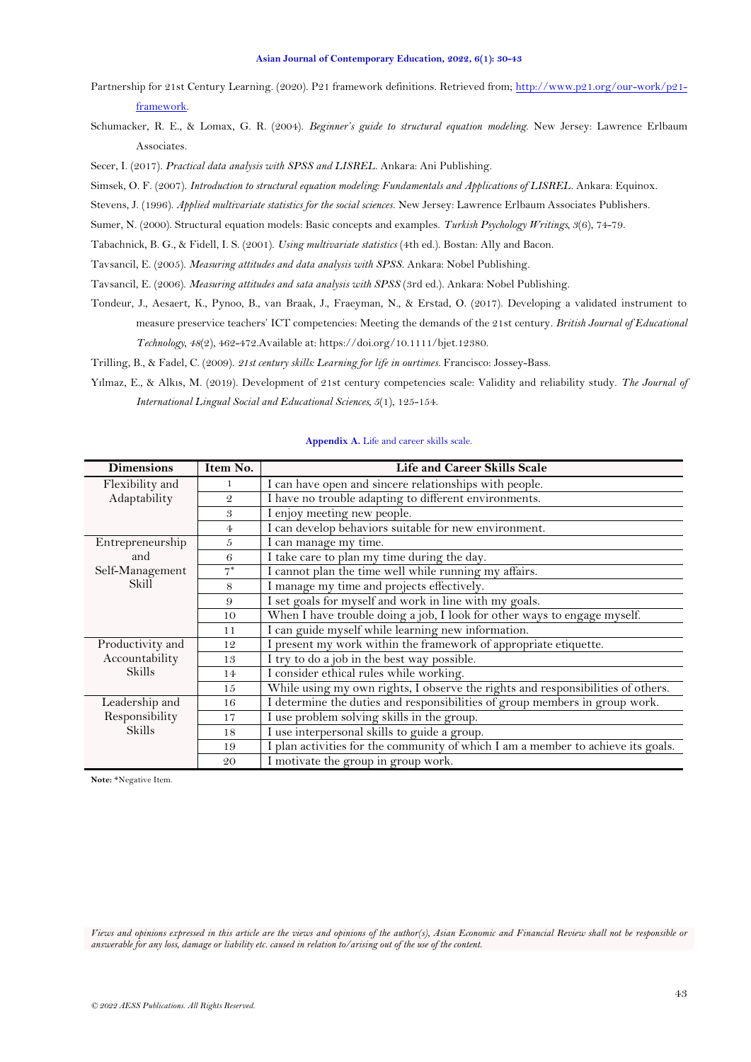Partnership for 21st Century Learning. (2020). P21 framework definitions. Retrieved from; [http://www.p21.org/our-work/p21-framework](http://www.p21.org/our-work/p21-framework).

Schumacker, R. E., & Lomax, G. R. (2004). *Beginner's guide to structural equation modeling*. New Jersey: Lawrence Erlbaum Associates.

Secer, I. (2017). *Practical data analysis with SPSS and LISREL*. Ankara: Ani Publishing.

Simsek, O. F. (2007). *Introduction to structural equation modeling: Fundamentals and Applications of LISREL*. Ankara: Equinox.

Stevens, J. (1996). *Applied multivariate statistics for the social sciences*. New Jersey: Lawrence Erlbaum Associates Publishers.

Sumer, N. (2000). Structural equation models: Basic concepts and examples. *Turkish Psychology Writings, 3*(6), 74-79.

Tabachnick, B. G., & Fidell, I. S. (2001). *Using multivariate statistics* (4th ed.). Bostan: Ally and Bacon.

Tavsancil, E. (2005). *Measuring attitudes and data analysis with SPSS*. Ankara: Nobel Publishing.

Tavsancil, E. (2006). *Measuring attitudes and sata analysis with SPSS* (3rd ed.). Ankara: Nobel Publishing.

Tondeur, J., Aesaert, K., Pynoo, B., van Braak, J., Fraeyman, N., & Erstad, O. (2017). Developing a validated instrument to measure preservice teachers' ICT competencies: Meeting the demands of the 21st century. *British Journal of Educational Technology, 48*(2), 462-472.Available at: https://doi.org/10.1111/bjet.12380.

Trilling, B., & Fadel, C. (2009). *21st century skills: Learning for life in ourtimes*. Francisco: Jossey-Bass.

Yılmaz, E., & Alkıs, M. (2019). Development of 21st century competencies scale: Validity and reliability study. *The Journal of International Lingual Social and Educational Sciences, 5*(1), 125-154.

**Appendix A.** Life and career skills scale.

| Dimensions | Item No. | Life and Career Skills Scale |
|---|---|---|
| Flexibility and Adaptability | 1 | I can have open and sincere relationships with people. |
| | 2 | I have no trouble adapting to different environments. |
| | 3 | I enjoy meeting new people. |
| | 4 | I can develop behaviors suitable for new environment. |
| Entrepreneurship and Self-Management Skill | 5 | I can manage my time. |
| | 6 | I take care to plan my time during the day. |
| | 7* | I cannot plan the time well while running my affairs. |
| | 8 | I manage my time and projects effectively. |
| | 9 | I set goals for myself and work in line with my goals. |
| | 10 | When I have trouble doing a job, I look for other ways to engage myself. |
| | 11 | I can guide myself while learning new information. |
| Productivity and Accountability Skills | 12 | I present my work within the framework of appropriate etiquette. |
| | 13 | I try to do a job in the best way possible. |
| | 14 | I consider ethical rules while working. |
| | 15 | While using my own rights, I observe the rights and responsibilities of others. |
| Leadership and Responsibility Skills | 16 | I determine the duties and responsibilities of group members in group work. |
| | 17 | I use problem solving skills in the group. |
| | 18 | I use interpersonal skills to guide a group. |
| | 19 | I plan activities for the community of which I am a member to achieve its goals. |
| | 20 | I motivate the group in group work. |

**Note:** *Negative Item.

*Views and opinions expressed in this article are the views and opinions of the author(s), Asian Economic and Financial Review shall not be responsible or answerable for any loss, damage or liability etc. caused in relation to/arising out of the use of the content.*